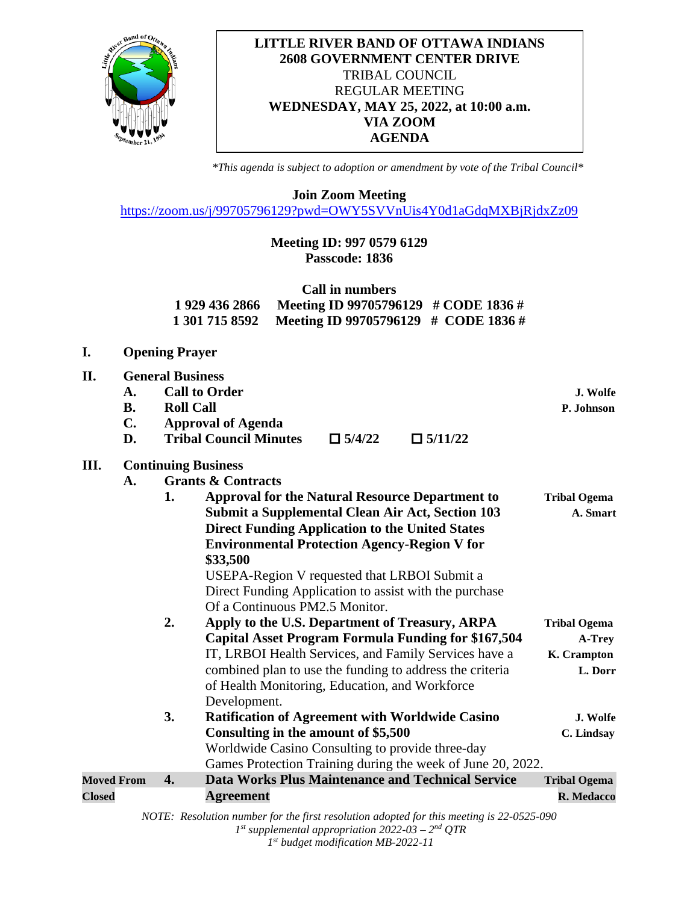**LITTLE RIVER BAND OF OTTAWA INDIANS**
**2608 GOVERNMENT CENTER DRIVE**
TRIBAL COUNCIL
REGULAR MEETING
**WEDNESDAY, MAY 25, 2022, at 10:00 a.m.**
**VIA ZOOM**
**AGENDA**

*\*This agenda is subject to adoption or amendment by vote of the Tribal Council\**

**Join Zoom Meeting**
https://zoom.us/j/99705796129?pwd=OWY5SVVnUis4Y0d1aGdqMXBjRjdxZz09

**Meeting ID: 997 0579 6129**
**Passcode: 1836**

**Call in numbers**
**1 929 436 2866 Meeting ID 99705796129 # CODE 1836 #**
**1 301 715 8592 Meeting ID 99705796129 # CODE 1836 #**

**I. Opening Prayer**

**II. General Business**

- **A. Call to Order** — **J. Wolfe**
- **B. Roll Call** — **P. Johnson**
- **C. Approval of Agenda**
- **D. Tribal Council Minutes** ☐ **5/4/22** ☐ **5/11/22**

**III. Continuing Business**

**A. Grants & Contracts**

1. **Approval for the Natural Resource Department to Submit a Supplemental Clean Air Act, Section 103 Direct Funding Application to the United States Environmental Protection Agency-Region V for $33,500** — **Tribal Ogema, A. Smart**
   USEPA-Region V requested that LRBOI Submit a Direct Funding Application to assist with the purchase Of a Continuous PM2.5 Monitor.

2. **Apply to the U.S. Department of Treasury, ARPA Capital Asset Program Formula Funding for $167,504** — **Tribal Ogema, A-Trey, K. Crampton, L. Dorr**
   IT, LRBOI Health Services, and Family Services have a combined plan to use the funding to address the criteria of Health Monitoring, Education, and Workforce Development.

3. **Ratification of Agreement with Worldwide Casino Consulting in the amount of $5,500** — **J. Wolfe, C. Lindsay**
   Worldwide Casino Consulting to provide three-day Games Protection Training during the week of June 20, 2022.

**Moved From Closed** 4. **Data Works Plus Maintenance and Technical Service Agreement** — **Tribal Ogema, R. Medacco**

*NOTE: Resolution number for the first resolution adopted for this meeting is 22-0525-090*
*1st supplemental appropriation 2022-03 – 2nd QTR*
*1st budget modification MB-2022-11*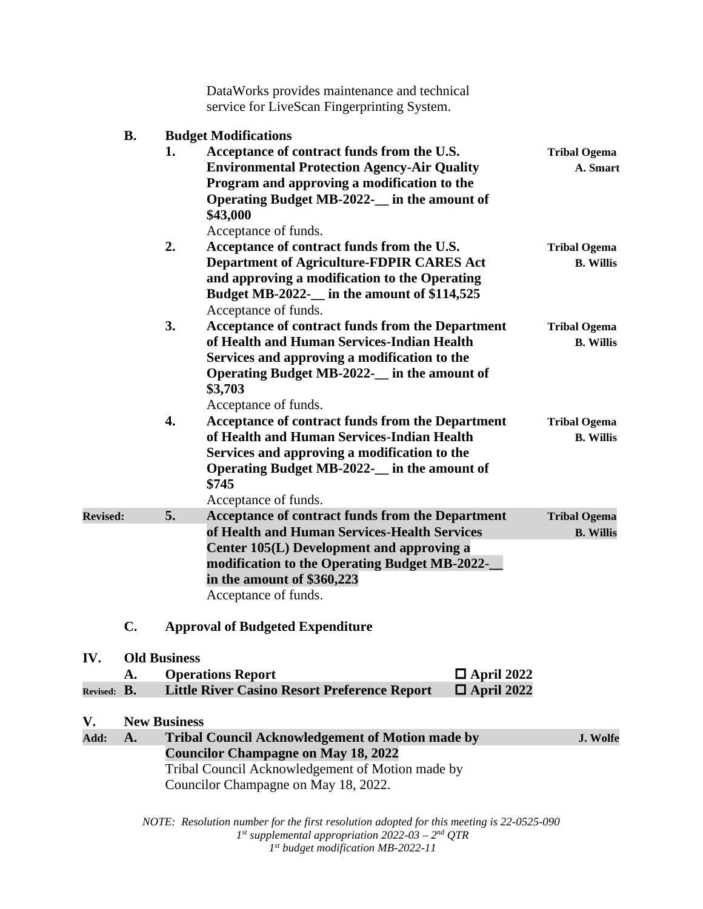DataWorks provides maintenance and technical service for LiveScan Fingerprinting System.

**B. Budget Modifications**

1. **Acceptance of contract funds from the U.S. Environmental Protection Agency-Air Quality Program and approving a modification to the Operating Budget MB-2022-__ in the amount of $43,000** — **Tribal Ogema A. Smart**
   Acceptance of funds.
2. **Acceptance of contract funds from the U.S. Department of Agriculture-FDPIR CARES Act and approving a modification to the Operating Budget MB-2022-__ in the amount of $114,525** — **Tribal Ogema B. Willis**
   Acceptance of funds.
3. **Acceptance of contract funds from the Department of Health and Human Services-Indian Health Services and approving a modification to the Operating Budget MB-2022-__ in the amount of $3,703** — **Tribal Ogema B. Willis**
   Acceptance of funds.
4. **Acceptance of contract funds from the Department of Health and Human Services-Indian Health Services and approving a modification to the Operating Budget MB-2022-__ in the amount of $745** — **Tribal Ogema B. Willis**
   Acceptance of funds.

**Revised:** 5. **Acceptance of contract funds from the Department of Health and Human Services-Health Services Center 105(L) Development and approving a modification to the Operating Budget MB-2022-__ in the amount of $360,223** — **Tribal Ogema B. Willis**
   Acceptance of funds.

**C. Approval of Budgeted Expenditure**

## IV. Old Business

**A. Operations Report** ☐ **April 2022**

**Revised: B. Little River Casino Resort Preference Report** ☐ **April 2022**

## V. New Business

**Add: A. Tribal Council Acknowledgement of Motion made by Councilor Champagne on May 18, 2022** — **J. Wolfe**
Tribal Council Acknowledgement of Motion made by Councilor Champagne on May 18, 2022.

*NOTE: Resolution number for the first resolution adopted for this meeting is 22-0525-090*
*1st supplemental appropriation 2022-03 – 2nd QTR*
*1st budget modification MB-2022-11*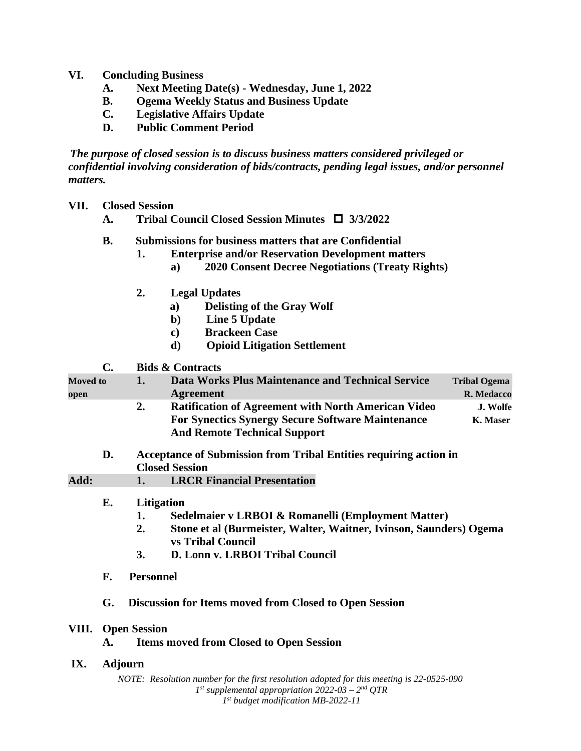**VI. Concluding Business**

- **A. Next Meeting Date(s) - Wednesday, June 1, 2022**
- **B. Ogema Weekly Status and Business Update**
- **C. Legislative Affairs Update**
- **D. Public Comment Period**

***The purpose of closed session is to discuss business matters considered privileged or confidential involving consideration of bids/contracts, pending legal issues, and/or personnel matters.***

**VII. Closed Session**

- **A. Tribal Council Closed Session Minutes ☐ 3/3/2022**
- **B. Submissions for business matters that are Confidential**
  - **1. Enterprise and/or Reservation Development matters**
    - **a) 2020 Consent Decree Negotiations (Treaty Rights)**
  - **2. Legal Updates**
    - **a) Delisting of the Gray Wolf**
    - **b) Line 5 Update**
    - **c) Brackeen Case**
    - **d) Opioid Litigation Settlement**
- **C. Bids & Contracts**

| | | | |
|---|---|---|---|
| **Moved to open** | **1.** | **Data Works Plus Maintenance and Technical Service Agreement** | **Tribal Ogema R. Medacco** |
| | **2.** | **Ratification of Agreement with North American Video For Synectics Synergy Secure Software Maintenance And Remote Technical Support** | **J. Wolfe K. Maser** |

- **D. Acceptance of Submission from Tribal Entities requiring action in Closed Session**

**Add:** **1. LRCR Financial Presentation**

- **E. Litigation**
  - **1. Sedelmaier v LRBOI & Romanelli (Employment Matter)**
  - **2. Stone et al (Burmeister, Walter, Waitner, Ivinson, Saunders) Ogema vs Tribal Council**
  - **3. D. Lonn v. LRBOI Tribal Council**
- **F. Personnel**
- **G. Discussion for Items moved from Closed to Open Session**

**VIII. Open Session**

- **A. Items moved from Closed to Open Session**

**IX. Adjourn**

*NOTE: Resolution number for the first resolution adopted for this meeting is 22-0525-090*
*1st supplemental appropriation 2022-03 – 2nd QTR*
*1st budget modification MB-2022-11*